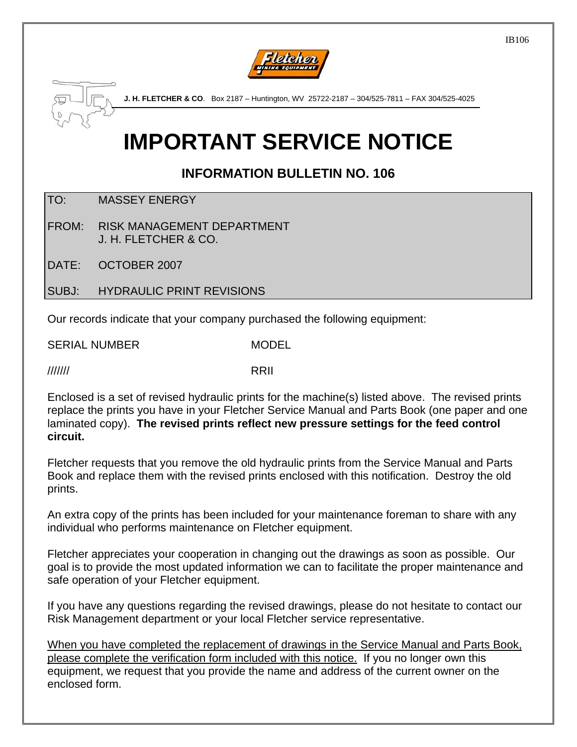IB106

**J. H. FLETCHER & CO**. Box 2187 – Huntington, WV 25722-2187 – 304/525-7811 – FAX 304/525-4025

# IMPORTANT SERVICE NOTICE

## INFORMATION BULLETIN NO. 106

TO: MASSEY ENERGY

FROM: RISK MANAGEMENT DEPARTMENT
J. H. FLETCHER & CO.

DATE: OCTOBER 2007

SUBJ: HYDRAULIC PRINT REVISIONS

Our records indicate that your company purchased the following equipment:

| SERIAL NUMBER | MODEL |
| --- | --- |
| /////// | RRII |

Enclosed is a set of revised hydraulic prints for the machine(s) listed above. The revised prints replace the prints you have in your Fletcher Service Manual and Parts Book (one paper and one laminated copy). **The revised prints reflect new pressure settings for the feed control circuit.**

Fletcher requests that you remove the old hydraulic prints from the Service Manual and Parts Book and replace them with the revised prints enclosed with this notification. Destroy the old prints.

An extra copy of the prints has been included for your maintenance foreman to share with any individual who performs maintenance on Fletcher equipment.

Fletcher appreciates your cooperation in changing out the drawings as soon as possible. Our goal is to provide the most updated information we can to facilitate the proper maintenance and safe operation of your Fletcher equipment.

If you have any questions regarding the revised drawings, please do not hesitate to contact our Risk Management department or your local Fletcher service representative.

<u>When you have completed the replacement of drawings in the Service Manual and Parts Book, please complete the verification form included with this notice.</u> If you no longer own this equipment, we request that you provide the name and address of the current owner on the enclosed form.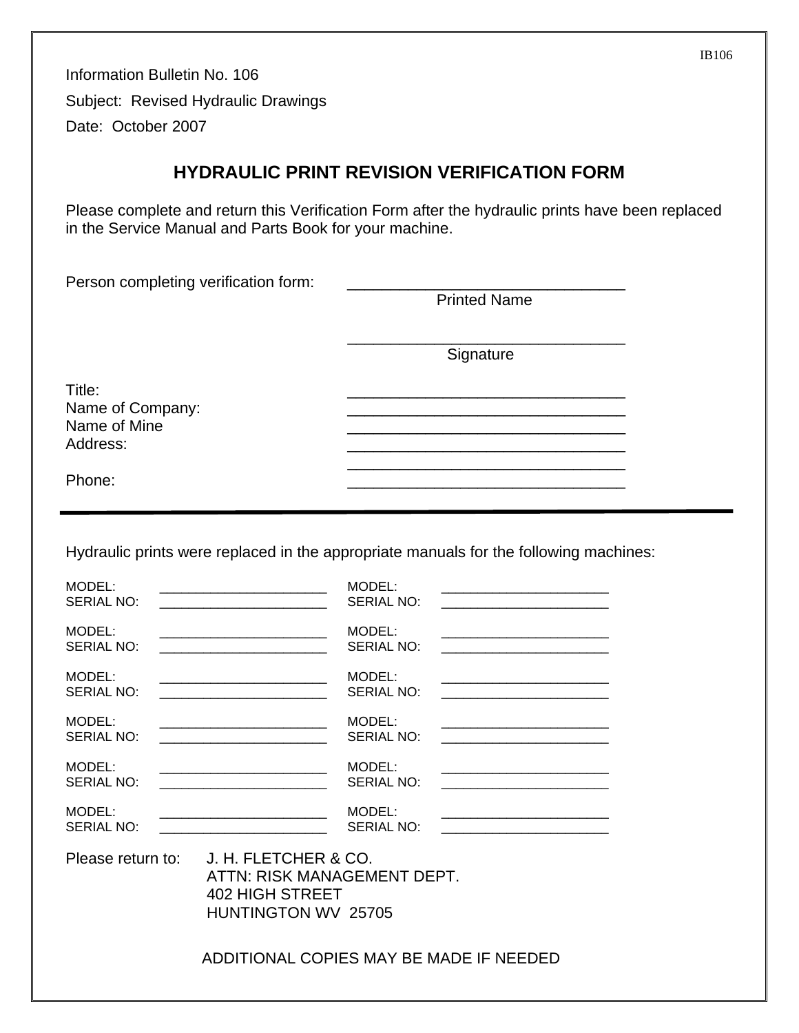Information Bulletin No. 106

Subject: Revised Hydraulic Drawings

Date: October 2007

## HYDRAULIC PRINT REVISION VERIFICATION FORM

Please complete and return this Verification Form after the hydraulic prints have been replaced in the Service Manual and Parts Book for your machine.

Person completing verification form: ________________________________
Printed Name

________________________________
Signature

Title: ________________________________

Name of Company: ________________________________

Name of Mine ________________________________

Address: ________________________________

________________________________

Phone: ________________________________

---

Hydraulic prints were replaced in the appropriate manuals for the following machines:

| | | | |
|---|---|---|---|
| MODEL: | ______________________ | MODEL: | ______________________ |
| SERIAL NO: | ______________________ | SERIAL NO: | ______________________ |
| MODEL: | ______________________ | MODEL: | ______________________ |
| SERIAL NO: | ______________________ | SERIAL NO: | ______________________ |
| MODEL: | ______________________ | MODEL: | ______________________ |
| SERIAL NO: | ______________________ | SERIAL NO: | ______________________ |
| MODEL: | ______________________ | MODEL: | ______________________ |
| SERIAL NO: | ______________________ | SERIAL NO: | ______________________ |
| MODEL: | ______________________ | MODEL: | ______________________ |
| SERIAL NO: | ______________________ | SERIAL NO: | ______________________ |
| MODEL: | ______________________ | MODEL: | ______________________ |
| SERIAL NO: | ______________________ | SERIAL NO: | ______________________ |

Please return to: J. H. FLETCHER & CO.
ATTN: RISK MANAGEMENT DEPT.
402 HIGH STREET
HUNTINGTON WV 25705

ADDITIONAL COPIES MAY BE MADE IF NEEDED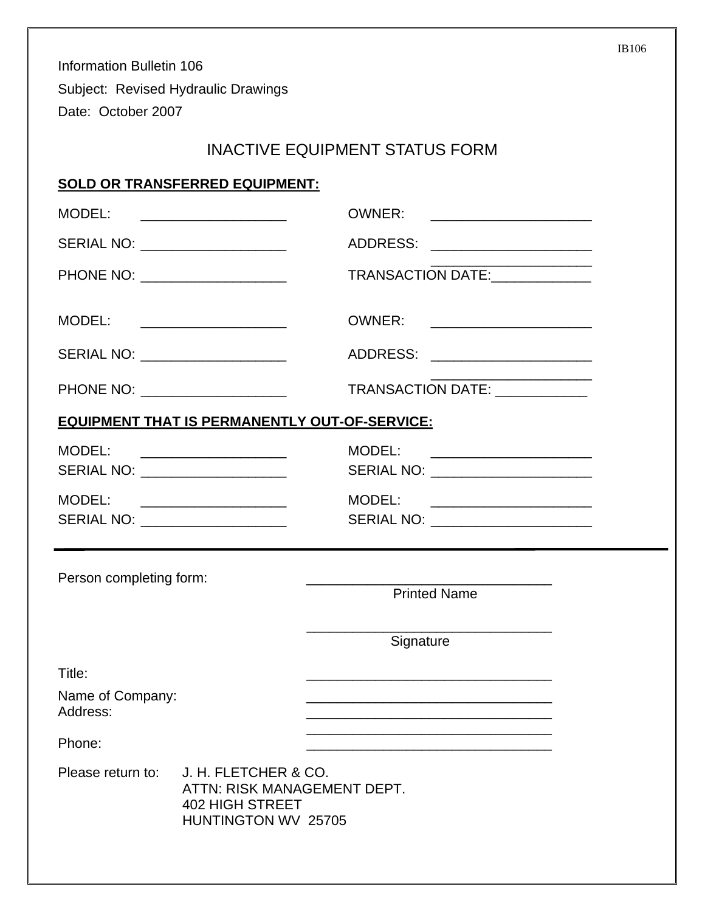IB106

Information Bulletin 106

Subject: Revised Hydraulic Drawings

Date: October 2007

# INACTIVE EQUIPMENT STATUS FORM

**SOLD OR TRANSFERRED EQUIPMENT:**

MODEL: ___________________ OWNER: _____________________

SERIAL NO: ___________________ ADDRESS: _____________________
_____________________

PHONE NO: ___________________ TRANSACTION DATE:_____________

MODEL: ___________________ OWNER: _____________________

SERIAL NO: ___________________ ADDRESS: _____________________
_____________________

PHONE NO: ___________________ TRANSACTION DATE: ____________

**EQUIPMENT THAT IS PERMANENTLY OUT-OF-SERVICE:**

MODEL: ___________________ MODEL: _____________________
SERIAL NO: ___________________ SERIAL NO: _____________________

MODEL: ___________________ MODEL: _____________________
SERIAL NO: ___________________ SERIAL NO: _____________________

---

Person completing form: ________________________________
Printed Name

________________________________
Signature

Title: ________________________________

Name of Company: ________________________________
Address: ________________________________
________________________________

Phone: ________________________________

Please return to: J. H. FLETCHER & CO.
ATTN: RISK MANAGEMENT DEPT.
402 HIGH STREET
HUNTINGTON WV 25705